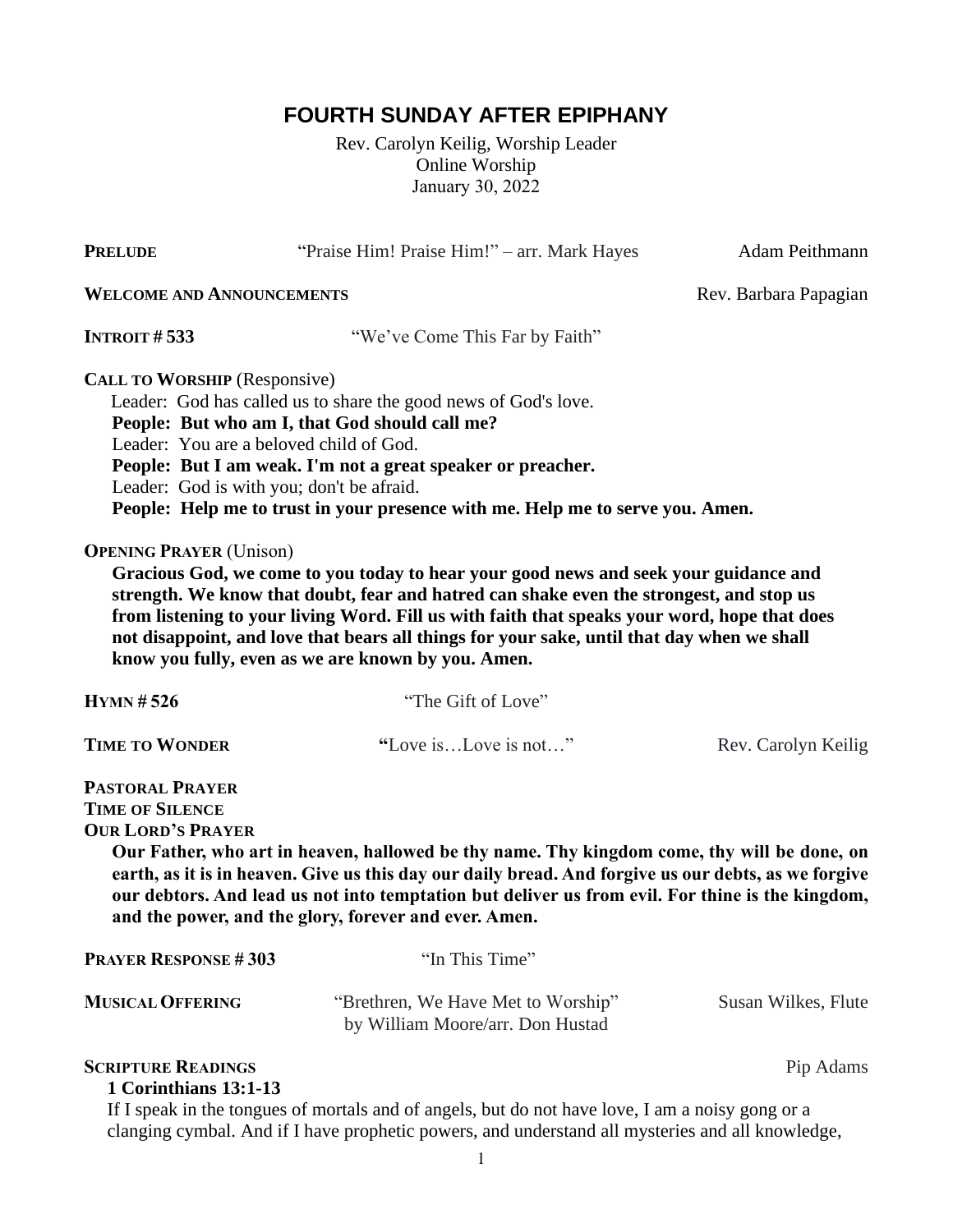# FOURTH SUNDAY AFTER EPIPHANY

Rev. Carolyn Keilig, Worship Leader
Online Worship
January 30, 2022

**PRELUDE** "Praise Him! Praise Him!" – arr. Mark Hayes — Adam Peithmann

**WELCOME AND ANNOUNCEMENTS** — Rev. Barbara Papagian

**INTROIT # 533** "We've Come This Far by Faith"

**CALL TO WORSHIP** (Responsive)

Leader: God has called us to share the good news of God's love.
**People: But who am I, that God should call me?**
Leader: You are a beloved child of God.
**People: But I am weak. I'm not a great speaker or preacher.**
Leader: God is with you; don't be afraid.
**People: Help me to trust in your presence with me. Help me to serve you. Amen.**

**OPENING PRAYER** (Unison)

**Gracious God, we come to you today to hear your good news and seek your guidance and strength. We know that doubt, fear and hatred can shake even the strongest, and stop us from listening to your living Word. Fill us with faith that speaks your word, hope that does not disappoint, and love that bears all things for your sake, until that day when we shall know you fully, even as we are known by you. Amen.**

**HYMN # 526** "The Gift of Love"

**TIME TO WONDER** **"**Love is…Love is not…" — Rev. Carolyn Keilig

**PASTORAL PRAYER**
**TIME OF SILENCE**
**OUR LORD'S PRAYER**

**Our Father, who art in heaven, hallowed be thy name. Thy kingdom come, thy will be done, on earth, as it is in heaven. Give us this day our daily bread. And forgive us our debts, as we forgive our debtors. And lead us not into temptation but deliver us from evil. For thine is the kingdom, and the power, and the glory, forever and ever. Amen.**

**PRAYER RESPONSE # 303** "In This Time"

**MUSICAL OFFERING** "Brethren, We Have Met to Worship" by William Moore/arr. Don Hustad — Susan Wilkes, Flute

**SCRIPTURE READINGS** — Pip Adams

**1 Corinthians 13:1-13**

If I speak in the tongues of mortals and of angels, but do not have love, I am a noisy gong or a clanging cymbal. And if I have prophetic powers, and understand all mysteries and all knowledge,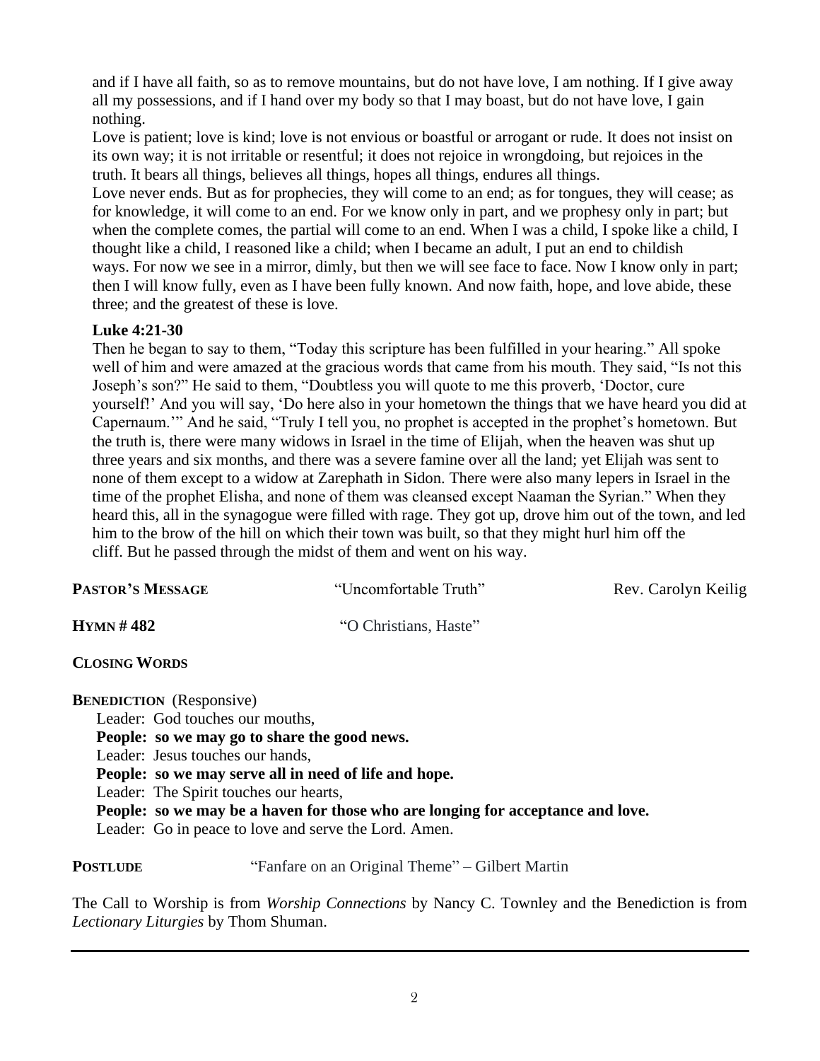and if I have all faith, so as to remove mountains, but do not have love, I am nothing. If I give away all my possessions, and if I hand over my body so that I may boast, but do not have love, I gain nothing.

Love is patient; love is kind; love is not envious or boastful or arrogant or rude. It does not insist on its own way; it is not irritable or resentful; it does not rejoice in wrongdoing, but rejoices in the truth. It bears all things, believes all things, hopes all things, endures all things.

Love never ends. But as for prophecies, they will come to an end; as for tongues, they will cease; as for knowledge, it will come to an end. For we know only in part, and we prophesy only in part; but when the complete comes, the partial will come to an end. When I was a child, I spoke like a child, I thought like a child, I reasoned like a child; when I became an adult, I put an end to childish ways. For now we see in a mirror, dimly, but then we will see face to face. Now I know only in part; then I will know fully, even as I have been fully known. And now faith, hope, and love abide, these three; and the greatest of these is love.

**Luke 4:21-30**

Then he began to say to them, "Today this scripture has been fulfilled in your hearing." All spoke well of him and were amazed at the gracious words that came from his mouth. They said, "Is not this Joseph's son?" He said to them, "Doubtless you will quote to me this proverb, 'Doctor, cure yourself!' And you will say, 'Do here also in your hometown the things that we have heard you did at Capernaum.'" And he said, "Truly I tell you, no prophet is accepted in the prophet's hometown. But the truth is, there were many widows in Israel in the time of Elijah, when the heaven was shut up three years and six months, and there was a severe famine over all the land; yet Elijah was sent to none of them except to a widow at Zarephath in Sidon. There were also many lepers in Israel in the time of the prophet Elisha, and none of them was cleansed except Naaman the Syrian." When they heard this, all in the synagogue were filled with rage. They got up, drove him out of the town, and led him to the brow of the hill on which their town was built, so that they might hurl him off the cliff. But he passed through the midst of them and went on his way.

**PASTOR'S MESSAGE** "Uncomfortable Truth" Rev. Carolyn Keilig

**HYMN # 482** "O Christians, Haste"

**CLOSING WORDS**

**BENEDICTION** (Responsive)

Leader: God touches our mouths,
**People: so we may go to share the good news.**
Leader: Jesus touches our hands,
**People: so we may serve all in need of life and hope.**
Leader: The Spirit touches our hearts,
**People: so we may be a haven for those who are longing for acceptance and love.**
Leader: Go in peace to love and serve the Lord. Amen.

**POSTLUDE** "Fanfare on an Original Theme" – Gilbert Martin

The Call to Worship is from *Worship Connections* by Nancy C. Townley and the Benediction is from *Lectionary Liturgies* by Thom Shuman.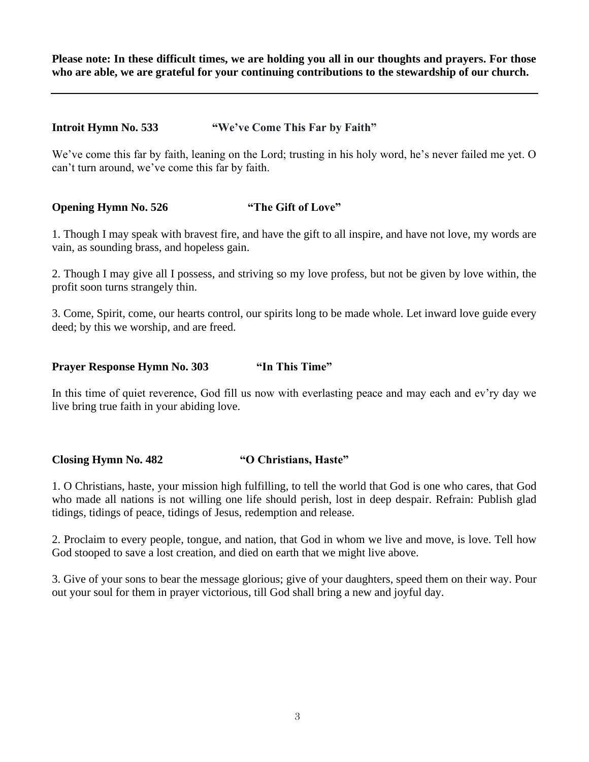**Please note: In these difficult times, we are holding you all in our thoughts and prayers. For those who are able, we are grateful for your continuing contributions to the stewardship of our church.**

---

**Introit Hymn No. 533 "We've Come This Far by Faith"**

We've come this far by faith, leaning on the Lord; trusting in his holy word, he's never failed me yet. O can't turn around, we've come this far by faith.

**Opening Hymn No. 526 "The Gift of Love"**

1. Though I may speak with bravest fire, and have the gift to all inspire, and have not love, my words are vain, as sounding brass, and hopeless gain.

2. Though I may give all I possess, and striving so my love profess, but not be given by love within, the profit soon turns strangely thin.

3. Come, Spirit, come, our hearts control, our spirits long to be made whole. Let inward love guide every deed; by this we worship, and are freed.

**Prayer Response Hymn No. 303 "In This Time"**

In this time of quiet reverence, God fill us now with everlasting peace and may each and ev'ry day we live bring true faith in your abiding love.

**Closing Hymn No. 482 "O Christians, Haste"**

1. O Christians, haste, your mission high fulfilling, to tell the world that God is one who cares, that God who made all nations is not willing one life should perish, lost in deep despair. Refrain: Publish glad tidings, tidings of peace, tidings of Jesus, redemption and release.

2. Proclaim to every people, tongue, and nation, that God in whom we live and move, is love. Tell how God stooped to save a lost creation, and died on earth that we might live above.

3. Give of your sons to bear the message glorious; give of your daughters, speed them on their way. Pour out your soul for them in prayer victorious, till God shall bring a new and joyful day.